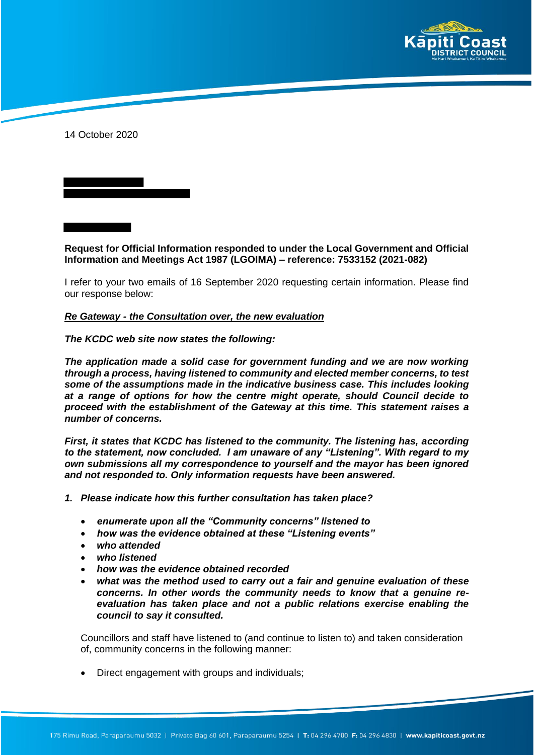14 October 2020

**Request for Official Information responded to under the Local Government and Official Information and Meetings Act 1987 (LGOIMA) – reference: 7533152 (2021-082)**

I refer to your two emails of 16 September 2020 requesting certain information. Please find our response below:

***<u>Re Gateway - the Consultation over, the new evaluation</u>***

***The KCDC web site now states the following:***

***The application made a solid case for government funding and we are now working through a process, having listened to community and elected member concerns, to test some of the assumptions made in the indicative business case. This includes looking at a range of options for how the centre might operate, should Council decide to proceed with the establishment of the Gateway at this time. This statement raises a number of concerns.***

***First, it states that KCDC has listened to the community. The listening has, according to the statement, now concluded. I am unaware of any "Listening". With regard to my own submissions all my correspondence to yourself and the mayor has been ignored and not responded to. Only information requests have been answered.***

1. ***Please indicate how this further consultation has taken place?***

   - ***enumerate upon all the "Community concerns" listened to***
   - ***how was the evidence obtained at these "Listening events"***
   - ***who attended***
   - ***who listened***
   - ***how was the evidence obtained recorded***
   - ***what was the method used to carry out a fair and genuine evaluation of these concerns. In other words the community needs to know that a genuine re-evaluation has taken place and not a public relations exercise enabling the council to say it consulted.***

   Councillors and staff have listened to (and continue to listen to) and taken consideration of, community concerns in the following manner:

   - Direct engagement with groups and individuals;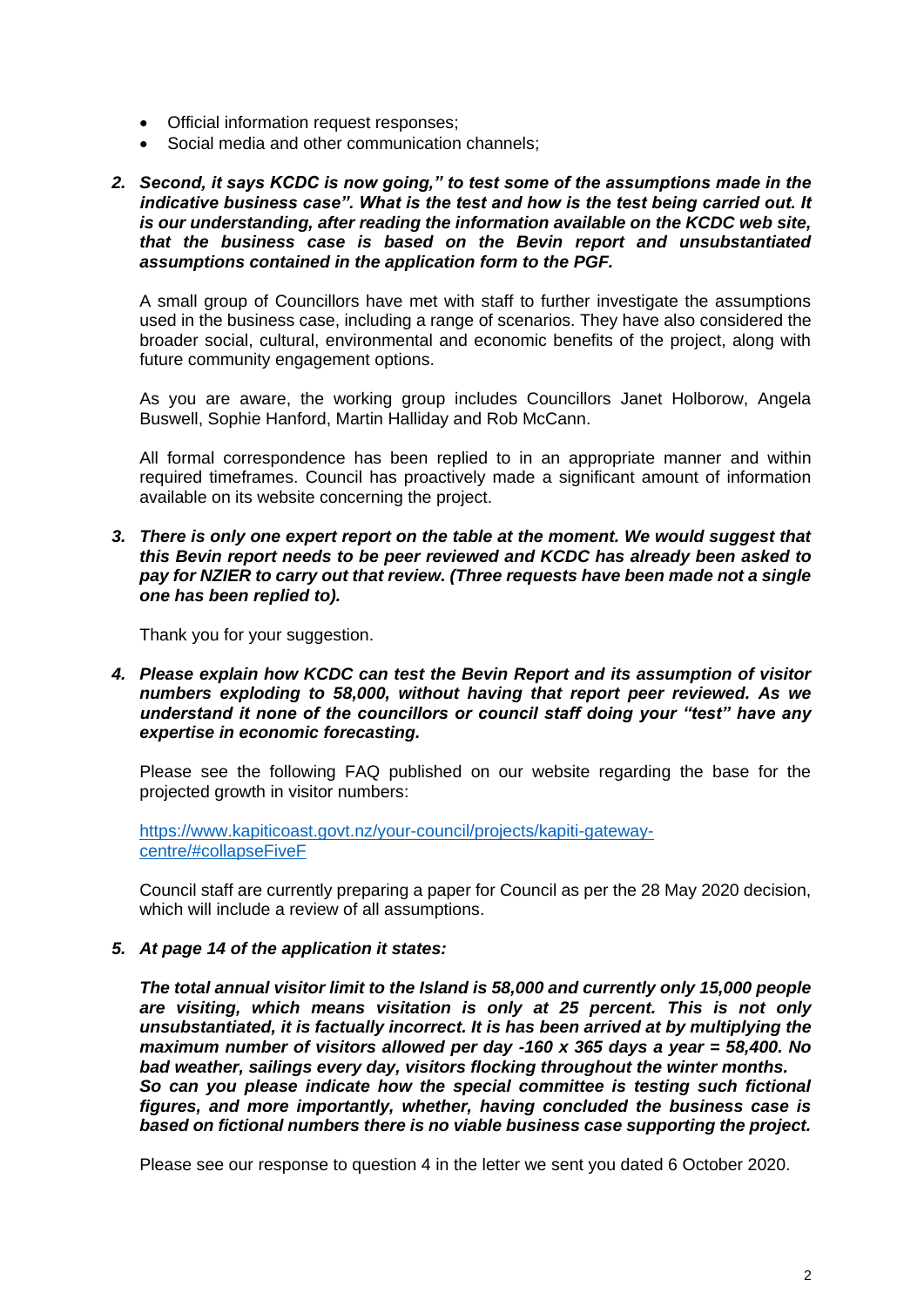- Official information request responses;
- Social media and other communication channels;

2. ***Second, it says KCDC is now going," to test some of the assumptions made in the indicative business case". What is the test and how is the test being carried out. It is our understanding, after reading the information available on the KCDC web site, that the business case is based on the Bevin report and unsubstantiated assumptions contained in the application form to the PGF.***

   A small group of Councillors have met with staff to further investigate the assumptions used in the business case, including a range of scenarios. They have also considered the broader social, cultural, environmental and economic benefits of the project, along with future community engagement options.

   As you are aware, the working group includes Councillors Janet Holborow, Angela Buswell, Sophie Hanford, Martin Halliday and Rob McCann.

   All formal correspondence has been replied to in an appropriate manner and within required timeframes. Council has proactively made a significant amount of information available on its website concerning the project.

3. ***There is only one expert report on the table at the moment. We would suggest that this Bevin report needs to be peer reviewed and KCDC has already been asked to pay for NZIER to carry out that review. (Three requests have been made not a single one has been replied to).***

   Thank you for your suggestion.

4. ***Please explain how KCDC can test the Bevin Report and its assumption of visitor numbers exploding to 58,000, without having that report peer reviewed. As we understand it none of the councillors or council staff doing your "test" have any expertise in economic forecasting.***

   Please see the following FAQ published on our website regarding the base for the projected growth in visitor numbers:

   [https://www.kapiticoast.govt.nz/your-council/projects/kapiti-gateway-centre/#collapseFiveF](https://www.kapiticoast.govt.nz/your-council/projects/kapiti-gateway-centre/#collapseFiveF)

   Council staff are currently preparing a paper for Council as per the 28 May 2020 decision, which will include a review of all assumptions.

5. ***At page 14 of the application it states:***

   ***The total annual visitor limit to the Island is 58,000 and currently only 15,000 people are visiting, which means visitation is only at 25 percent. This is not only unsubstantiated, it is factually incorrect. It is has been arrived at by multiplying the maximum number of visitors allowed per day -160 x 365 days a year = 58,400. No bad weather, sailings every day, visitors flocking throughout the winter months. So can you please indicate how the special committee is testing such fictional figures, and more importantly, whether, having concluded the business case is based on fictional numbers there is no viable business case supporting the project.***

   Please see our response to question 4 in the letter we sent you dated 6 October 2020.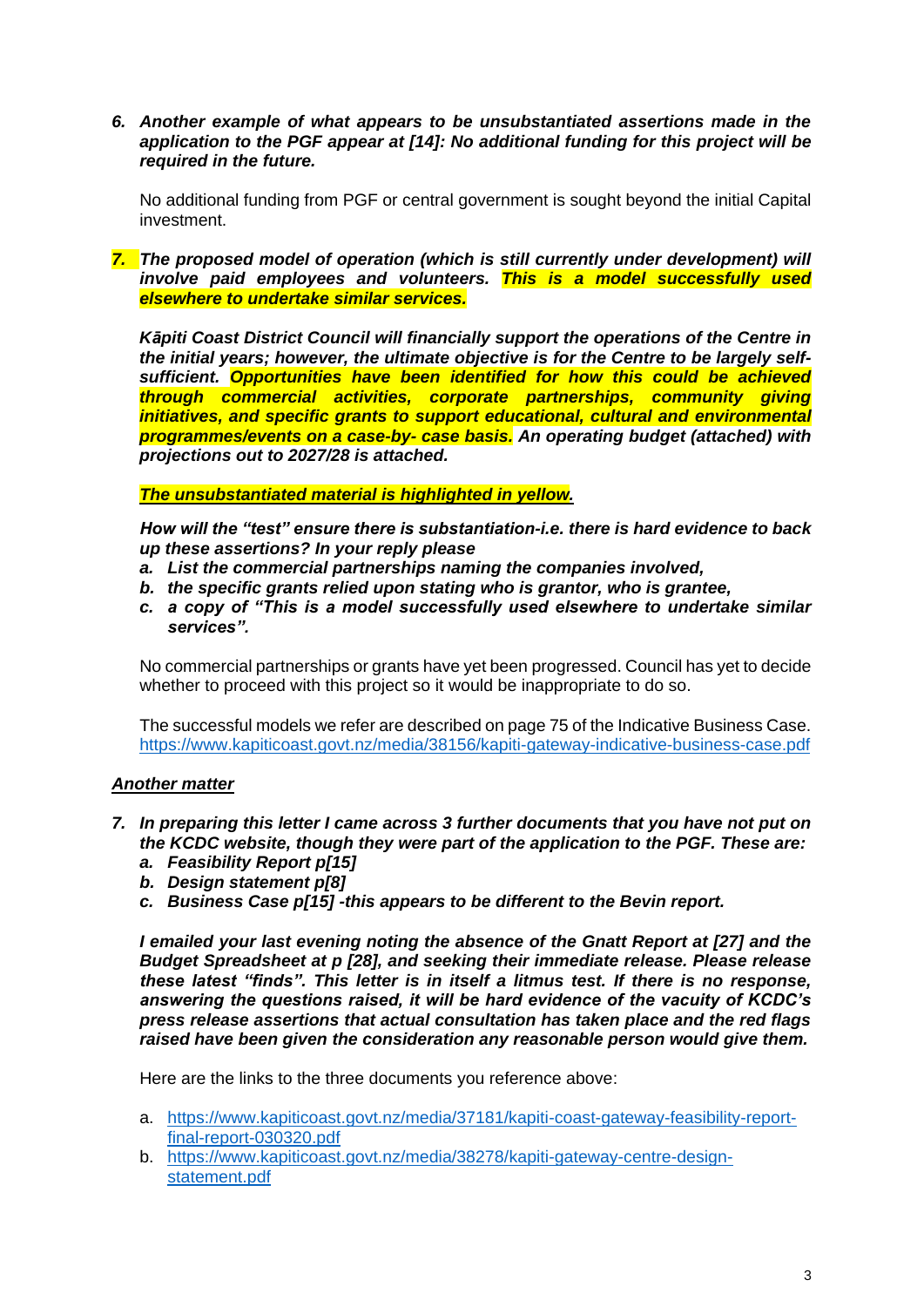6. ***Another example of what appears to be unsubstantiated assertions made in the application to the PGF appear at [14]: No additional funding for this project will be required in the future.***

   No additional funding from PGF or central government is sought beyond the initial Capital investment.

7. ***The proposed model of operation (which is still currently under development) will involve paid employees and volunteers. This is a model successfully used elsewhere to undertake similar services.***

   ***Kāpiti Coast District Council will financially support the operations of the Centre in the initial years; however, the ultimate objective is for the Centre to be largely self-sufficient. Opportunities have been identified for how this could be achieved through commercial activities, corporate partnerships, community giving initiatives, and specific grants to support educational, cultural and environmental programmes/events on a case-by- case basis. An operating budget (attached) with projections out to 2027/28 is attached.***

   ***The unsubstantiated material is highlighted in yellow.***

   ***How will the "test" ensure there is substantiation-i.e. there is hard evidence to back up these assertions? In your reply please***
   
   a. ***List the commercial partnerships naming the companies involved,***
   b. ***the specific grants relied upon stating who is grantor, who is grantee,***
   c. ***a copy of "This is a model successfully used elsewhere to undertake similar services".***

   No commercial partnerships or grants have yet been progressed. Council has yet to decide whether to proceed with this project so it would be inappropriate to do so.

   The successful models we refer are described on page 75 of the Indicative Business Case. https://www.kapiticoast.govt.nz/media/38156/kapiti-gateway-indicative-business-case.pdf

***Another matter***

7. ***In preparing this letter I came across 3 further documents that you have not put on the KCDC website, though they were part of the application to the PGF. These are:***
   a. ***Feasibility Report p[15]***
   b. ***Design statement p[8]***
   c. ***Business Case p[15] -this appears to be different to the Bevin report.***

   ***I emailed your last evening noting the absence of the Gnatt Report at [27] and the Budget Spreadsheet at p [28], and seeking their immediate release. Please release these latest "finds". This letter is in itself a litmus test. If there is no response, answering the questions raised, it will be hard evidence of the vacuity of KCDC's press release assertions that actual consultation has taken place and the red flags raised have been given the consideration any reasonable person would give them.***

   Here are the links to the three documents you reference above:

   a. https://www.kapiticoast.govt.nz/media/37181/kapiti-coast-gateway-feasibility-report-final-report-030320.pdf
   b. https://www.kapiticoast.govt.nz/media/38278/kapiti-gateway-centre-design-statement.pdf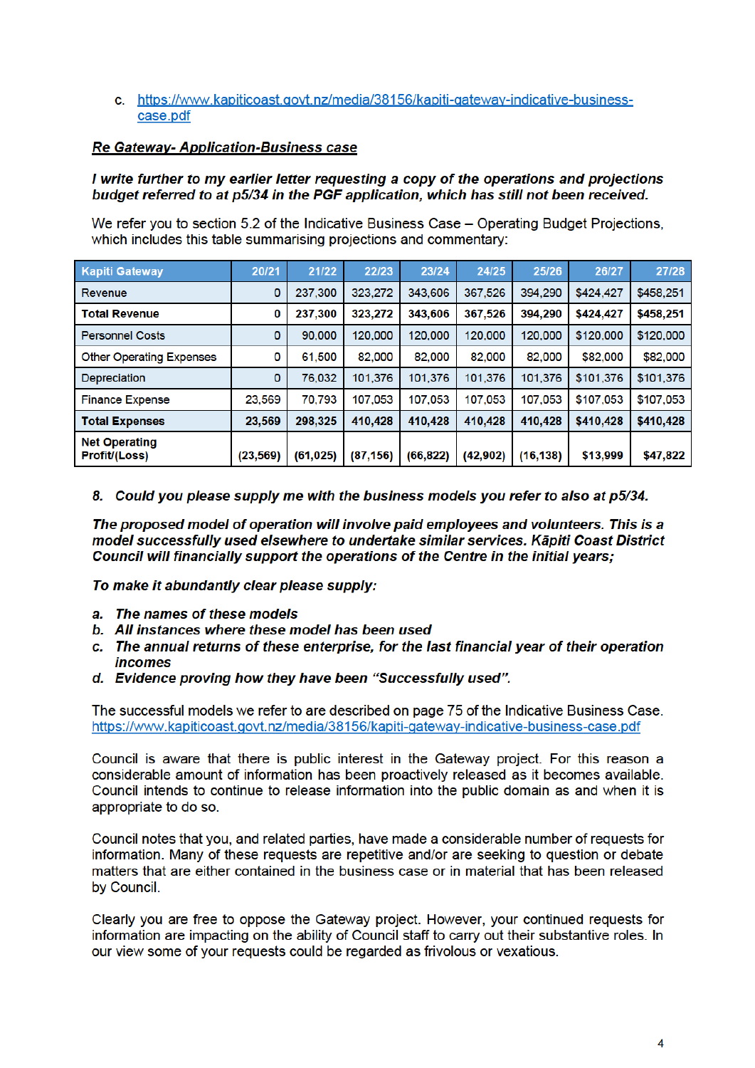c. [https://www.kapiticoast.govt.nz/media/38156/kapiti-gateway-indicative-business-case.pdf](https://www.kapiticoast.govt.nz/media/38156/kapiti-gateway-indicative-business-case.pdf)

***Re Gateway- Application-Business case***

***I write further to my earlier letter requesting a copy of the operations and projections budget referred to at p5/34 in the PGF application, which has still not been received.***

We refer you to section 5.2 of the Indicative Business Case – Operating Budget Projections, which includes this table summarising projections and commentary:

| Kapiti Gateway | 20/21 | 21/22 | 22/23 | 23/24 | 24/25 | 25/26 | 26/27 | 27/28 |
|---|---|---|---|---|---|---|---|---|
| Revenue | 0 | 237,300 | 323,272 | 343,606 | 367,526 | 394,290 | $424,427 | $458,251 |
| **Total Revenue** | **0** | **237,300** | **323,272** | **343,606** | **367,526** | **394,290** | **$424,427** | **$458,251** |
| Personnel Costs | 0 | 90,000 | 120,000 | 120,000 | 120,000 | 120,000 | $120,000 | $120,000 |
| Other Operating Expenses | 0 | 61,500 | 82,000 | 82,000 | 82,000 | 82,000 | $82,000 | $82,000 |
| Depreciation | 0 | 76,032 | 101,376 | 101,376 | 101,376 | 101,376 | $101,376 | $101,376 |
| Finance Expense | 23,569 | 70,793 | 107,053 | 107,053 | 107,053 | 107,053 | $107,053 | $107,053 |
| **Total Expenses** | **23,569** | **298,325** | **410,428** | **410,428** | **410,428** | **410,428** | **$410,428** | **$410,428** |
| **Net Operating Profit/(Loss)** | **(23,569)** | **(61,025)** | **(87,156)** | **(66,822)** | **(42,902)** | **(16,138)** | **$13,999** | **$47,822** |

8. ***Could you please supply me with the business models you refer to also at p5/34.***

***The proposed model of operation will involve paid employees and volunteers. This is a model successfully used elsewhere to undertake similar services. Kāpiti Coast District Council will financially support the operations of the Centre in the initial years;***

***To make it abundantly clear please supply:***

a. ***The names of these models***
b. ***All instances where these model has been used***
c. ***The annual returns of these enterprise, for the last financial year of their operation incomes***
d. ***Evidence proving how they have been "Successfully used".***

The successful models we refer to are described on page 75 of the Indicative Business Case.
[https://www.kapiticoast.govt.nz/media/38156/kapiti-gateway-indicative-business-case.pdf](https://www.kapiticoast.govt.nz/media/38156/kapiti-gateway-indicative-business-case.pdf)

Council is aware that there is public interest in the Gateway project. For this reason a considerable amount of information has been proactively released as it becomes available. Council intends to continue to release information into the public domain as and when it is appropriate to do so.

Council notes that you, and related parties, have made a considerable number of requests for information. Many of these requests are repetitive and/or are seeking to question or debate matters that are either contained in the business case or in material that has been released by Council.

Clearly you are free to oppose the Gateway project. However, your continued requests for information are impacting on the ability of Council staff to carry out their substantive roles. In our view some of your requests could be regarded as frivolous or vexatious.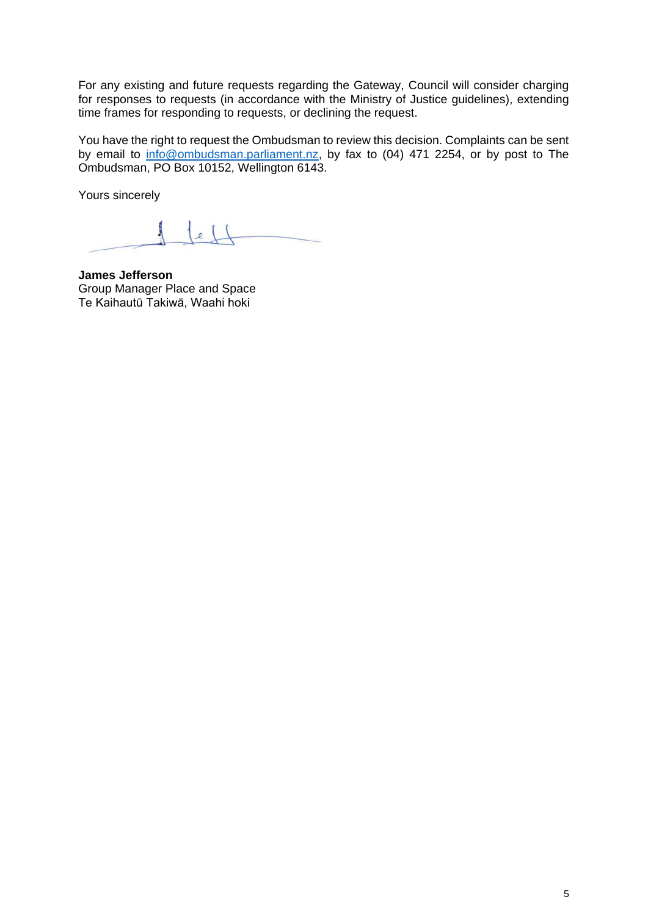For any existing and future requests regarding the Gateway, Council will consider charging for responses to requests (in accordance with the Ministry of Justice guidelines), extending time frames for responding to requests, or declining the request.

You have the right to request the Ombudsman to review this decision. Complaints can be sent by email to info@ombudsman.parliament.nz, by fax to (04) 471 2254, or by post to The Ombudsman, PO Box 10152, Wellington 6143.

Yours sincerely

**James Jefferson**
Group Manager Place and Space
Te Kaihautū Takiwā, Waahi hoki